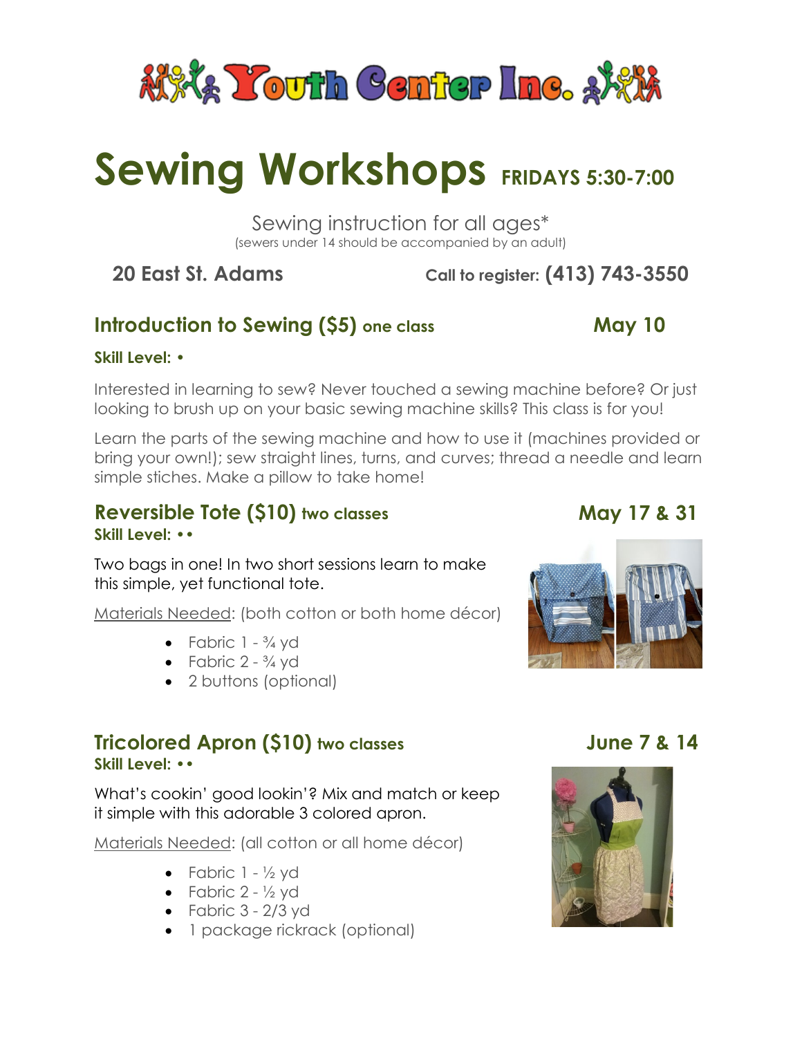# Youth Center Inc.

# Sewing Workshops FRIDAYS 5:30-7:00

Sewing instruction for all ages*
(sewers under 14 should be accompanied by an adult)

**20 East St. Adams** **Call to register: (413) 743-3550**

## Introduction to Sewing ($5) one class — May 10

**Skill Level: •**

Interested in learning to sew? Never touched a sewing machine before? Or just looking to brush up on your basic sewing machine skills? This class is for you!

Learn the parts of the sewing machine and how to use it (machines provided or bring your own!); sew straight lines, turns, and curves; thread a needle and learn simple stiches. Make a pillow to take home!

## Reversible Tote ($10) two classes — May 17 & 31

**Skill Level: ••**

Two bags in one! In two short sessions learn to make this simple, yet functional tote.

Materials Needed: (both cotton or both home décor)

- Fabric 1 - ¾ yd
- Fabric 2 - ¾ yd
- 2 buttons (optional)

## Tricolored Apron ($10) two classes — June 7 & 14

**Skill Level: ••**

What's cookin' good lookin'? Mix and match or keep it simple with this adorable 3 colored apron.

Materials Needed: (all cotton or all home décor)

- Fabric 1 - ½ yd
- Fabric 2 - ½ yd
- Fabric 3 - 2/3 yd
- 1 package rickrack (optional)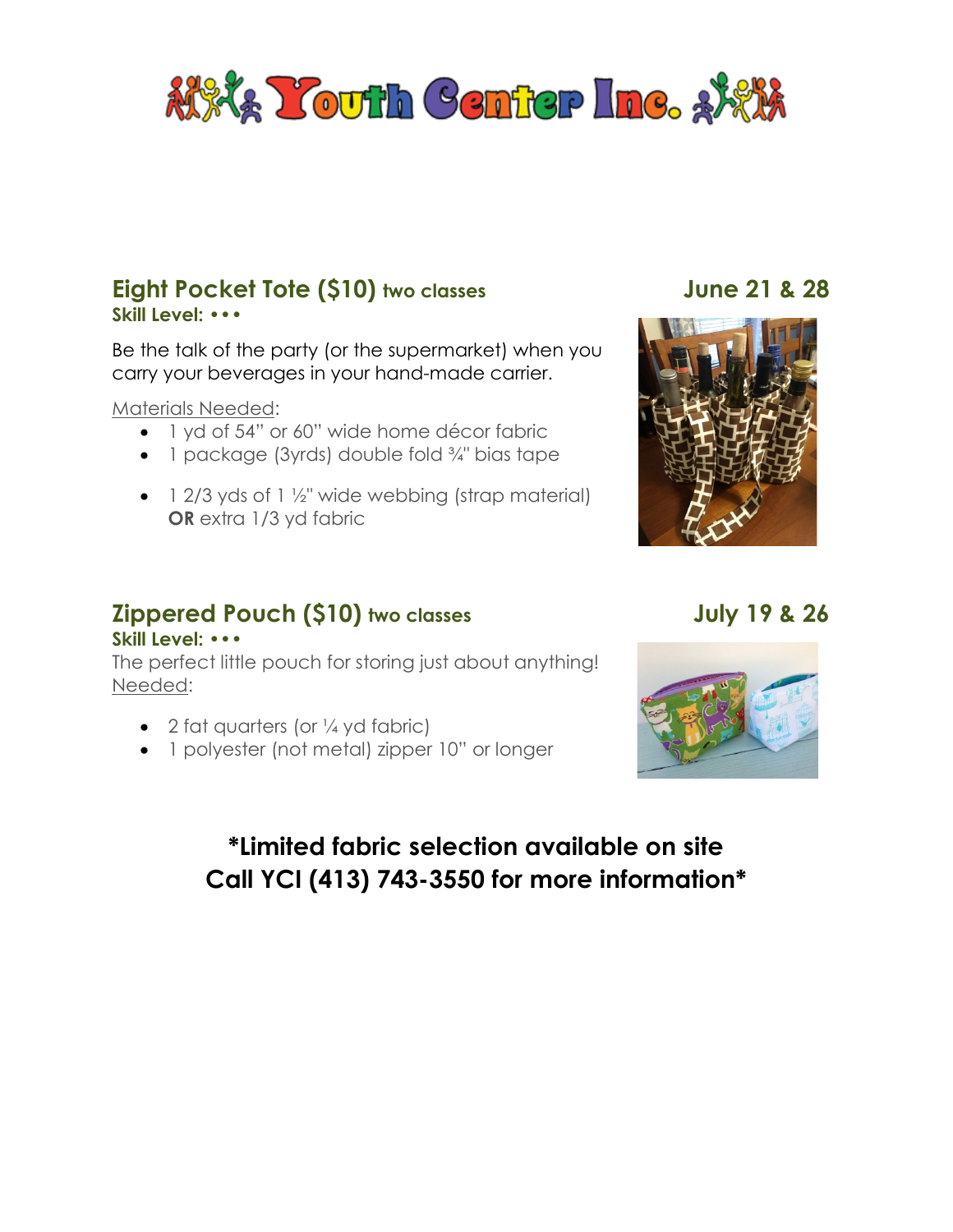# Youth Center Inc.

## Eight Pocket Tote ($10) two classes — June 21 & 28

**Skill Level: • • •**

Be the talk of the party (or the supermarket) when you carry your beverages in your hand-made carrier.

Materials Needed:

- 1 yd of 54" or 60" wide home décor fabric
- 1 package (3yrds) double fold ¾" bias tape
- 1 2/3 yds of 1 ½" wide webbing (strap material) **OR** extra 1/3 yd fabric

## Zippered Pouch ($10) two classes — July 19 & 26

**Skill Level: • • •**

The perfect little pouch for storing just about anything!

Needed:

- 2 fat quarters (or ¼ yd fabric)
- 1 polyester (not metal) zipper 10" or longer

**\*Limited fabric selection available on site**
**Call YCI (413) 743-3550 for more information\***